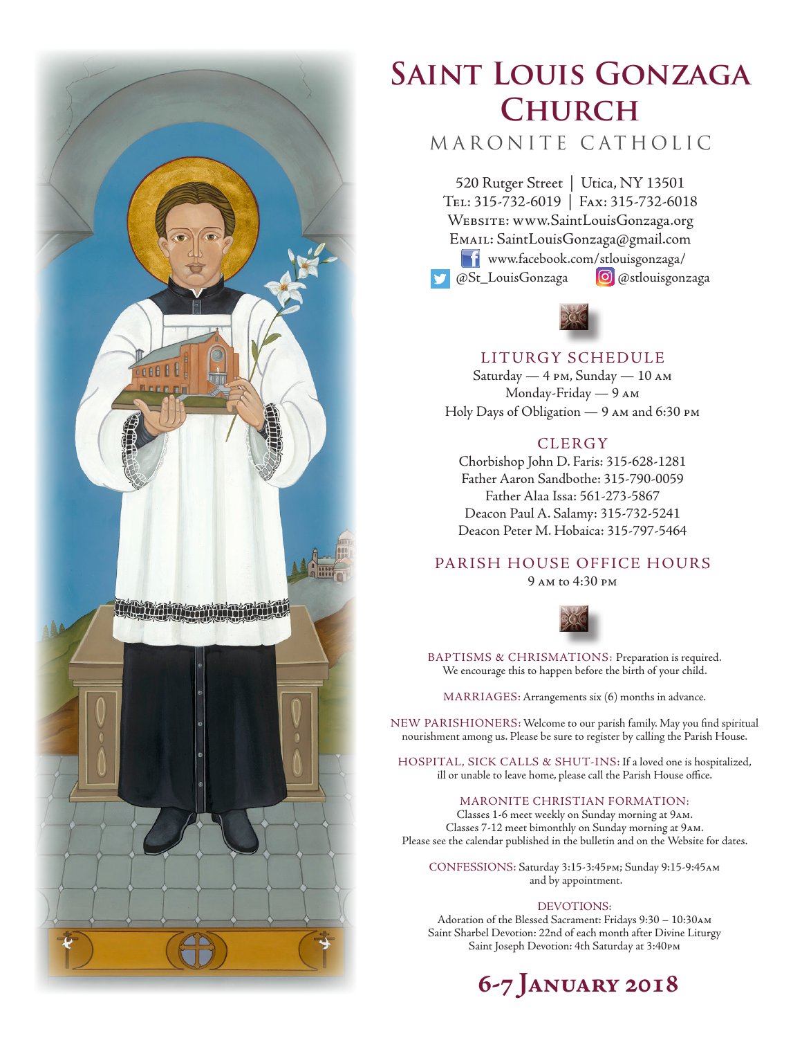# Saint Louis Gonzaga Church

MARONITE CATHOLIC

520 Rutger Street | Utica, NY 13501
Tel: 315-732-6019 | Fax: 315-732-6018
Website: www.SaintLouisGonzaga.org
Email: SaintLouisGonzaga@gmail.com
www.facebook.com/stlouisgonzaga/
@St_LouisGonzaga @stlouisgonzaga

## LITURGY SCHEDULE

Saturday — 4 PM, Sunday — 10 AM
Monday-Friday — 9 AM
Holy Days of Obligation — 9 AM and 6:30 PM

## CLERGY

Chorbishop John D. Faris: 315-628-1281
Father Aaron Sandbothe: 315-790-0059
Father Alaa Issa: 561-273-5867
Deacon Paul A. Salamy: 315-732-5241
Deacon Peter M. Hobaica: 315-797-5464

## PARISH HOUSE OFFICE HOURS

9 AM to 4:30 PM

BAPTISMS & CHRISMATIONS: Preparation is required. We encourage this to happen before the birth of your child.

MARRIAGES: Arrangements six (6) months in advance.

NEW PARISHIONERS: Welcome to our parish family. May you find spiritual nourishment among us. Please be sure to register by calling the Parish House.

HOSPITAL, SICK CALLS & SHUT-INS: If a loved one is hospitalized, ill or unable to leave home, please call the Parish House office.

MARONITE CHRISTIAN FORMATION:
Classes 1-6 meet weekly on Sunday morning at 9AM.
Classes 7-12 meet bimonthly on Sunday morning at 9AM.
Please see the calendar published in the bulletin and on the Website for dates.

CONFESSIONS: Saturday 3:15-3:45PM; Sunday 9:15-9:45AM and by appointment.

DEVOTIONS:
Adoration of the Blessed Sacrament: Fridays 9:30 – 10:30AM
Saint Sharbel Devotion: 22nd of each month after Divine Liturgy
Saint Joseph Devotion: 4th Saturday at 3:40PM

## 6-7 January 2018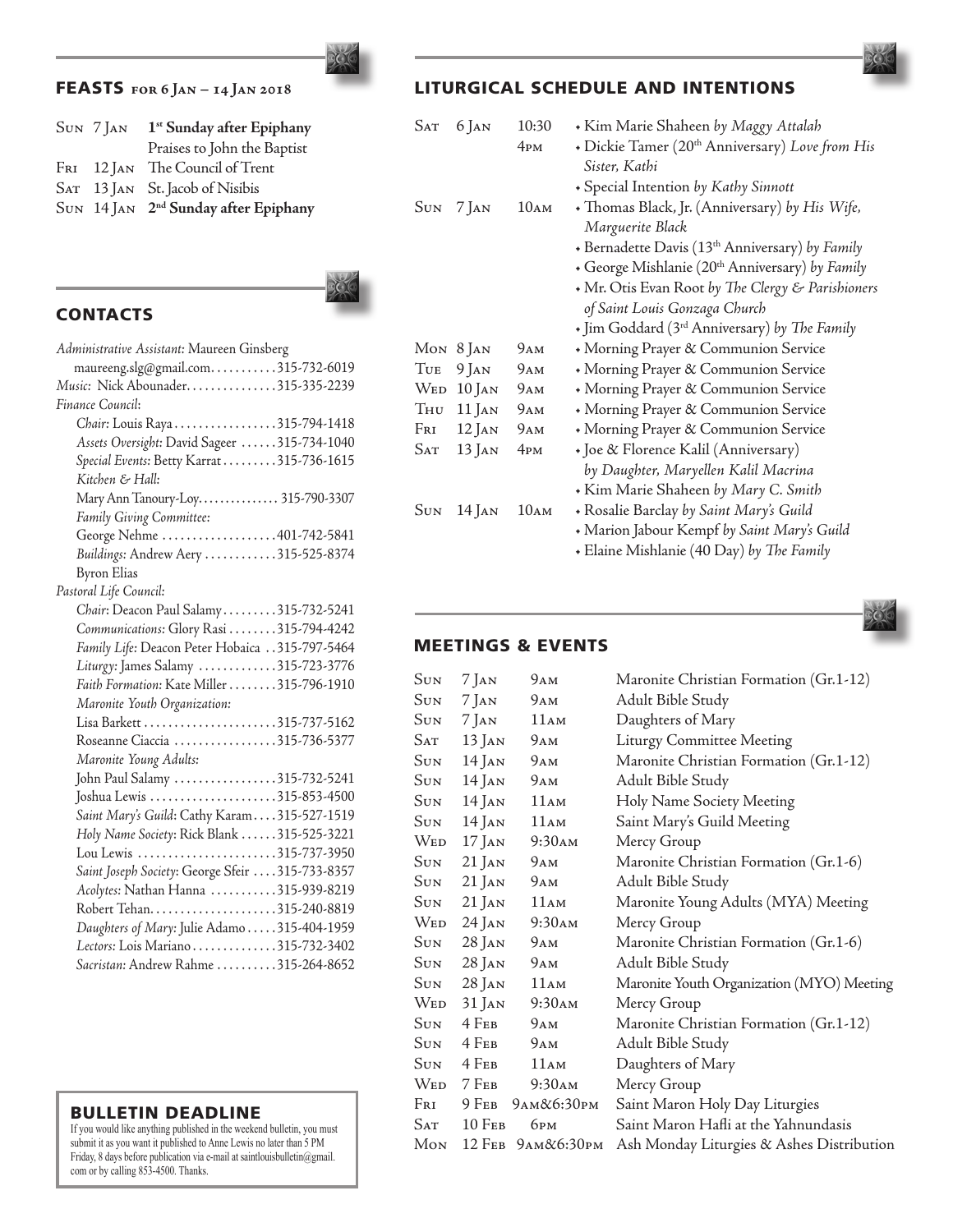## FEASTS FOR 6 JAN – 14 JAN 2018

| | | |
|---|---|---|
| SUN | 7 JAN | **1st Sunday after Epiphany** |
| | | Praises to John the Baptist |
| FRI | 12 JAN | The Council of Trent |
| SAT | 13 JAN | St. Jacob of Nisibis |
| SUN | 14 JAN | **2nd Sunday after Epiphany** |

## CONTACTS

*Administrative Assistant*: Maureen Ginsberg
maureeng.slg@gmail.com . . . . . . . . . . . 315-732-6019
*Music*: Nick Abounader. . . . . . . . . . . . . . . 315-335-2239
*Finance Council*:
*Chair*: Louis Raya . . . . . . . . . . . . . . . . . 315-794-1418
*Assets Oversight*: David Sageer . . . . . . 315-734-1040
*Special Events*: Betty Karrat . . . . . . . . . 315-736-1615
*Kitchen & Hall*:
Mary Ann Tanoury-Loy. . . . . . . . . . . . . . 315-790-3307
*Family Giving Committee:*
George Nehme . . . . . . . . . . . . . . . . . . . 401-742-5841
*Buildings*: Andrew Aery . . . . . . . . . . . . 315-525-8374
Byron Elias
*Pastoral Life Council:*
*Chair*: Deacon Paul Salamy . . . . . . . . . 315-732-5241
*Communications:* Glory Rasi . . . . . . . . 315-794-4242
*Family Life*: Deacon Peter Hobaica . . 315-797-5464
*Liturgy*: James Salamy . . . . . . . . . . . . . 315-723-3776
*Faith Formation*: Kate Miller . . . . . . . . 315-796-1910
*Maronite Youth Organization:*
Lisa Barkett . . . . . . . . . . . . . . . . . . . . . . 315-737-5162
Roseanne Ciaccia . . . . . . . . . . . . . . . . . 315-736-5377
*Maronite Young Adults:*
John Paul Salamy . . . . . . . . . . . . . . . . . 315-732-5241
Joshua Lewis . . . . . . . . . . . . . . . . . . . . . 315-853-4500
*Saint Mary's Guild*: Cathy Karam . . . . 315-527-1519
*Holy Name Society*: Rick Blank . . . . . . 315-525-3221
Lou Lewis . . . . . . . . . . . . . . . . . . . . . . . 315-737-3950
*Saint Joseph Society*: George Sfeir . . . . 315-733-8357
*Acolytes*: Nathan Hanna . . . . . . . . . . . 315-939-8219
Robert Tehan. . . . . . . . . . . . . . . . . . . . . 315-240-8819
*Daughters of Mary*: Julie Adamo . . . . . 315-404-1959
*Lectors*: Lois Mariano . . . . . . . . . . . . . 315-732-3402
*Sacristan*: Andrew Rahme . . . . . . . . . . 315-264-8652

## BULLETIN DEADLINE

If you would like anything published in the weekend bulletin, you must submit it as you want it published to Anne Lewis no later than 5 PM Friday, 8 days before publication via e-mail at saintlouisbulletin@gmail.com or by calling 853-4500. Thanks.

## LITURGICAL SCHEDULE AND INTENTIONS

| | | | |
|---|---|---|---|
| SAT | 6 JAN | 10:30 | • Kim Marie Shaheen *by Maggy Attalah* |
| | | 4PM | • Dickie Tamer (20th Anniversary) *Love from His Sister, Kathi* |
| | | | • Special Intention *by Kathy Sinnott* |
| SUN | 7 JAN | 10AM | • Thomas Black, Jr. (Anniversary) *by His Wife, Marguerite Black* |
| | | | • Bernadette Davis (13th Anniversary) *by Family* |
| | | | • George Mishlanie (20th Anniversary) *by Family* |
| | | | • Mr. Otis Evan Root *by The Clergy & Parishioners of Saint Louis Gonzaga Church* |
| | | | • Jim Goddard (3rd Anniversary) *by The Family* |
| MON | 8 JAN | 9AM | • Morning Prayer & Communion Service |
| TUE | 9 JAN | 9AM | • Morning Prayer & Communion Service |
| WED | 10 JAN | 9AM | • Morning Prayer & Communion Service |
| THU | 11 JAN | 9AM | • Morning Prayer & Communion Service |
| FRI | 12 JAN | 9AM | • Morning Prayer & Communion Service |
| SAT | 13 JAN | 4PM | • Joe & Florence Kalil (Anniversary) *by Daughter, Maryellen Kalil Macrina* |
| | | | • Kim Marie Shaheen *by Mary C. Smith* |
| SUN | 14 JAN | 10AM | • Rosalie Barclay *by Saint Mary's Guild* |
| | | | • Marion Jabour Kempf *by Saint Mary's Guild* |
| | | | • Elaine Mishlanie (40 Day) *by The Family* |

## MEETINGS & EVENTS

| | | | |
|---|---|---|---|
| SUN | 7 JAN | 9AM | Maronite Christian Formation (Gr.1-12) |
| SUN | 7 JAN | 9AM | Adult Bible Study |
| SUN | 7 JAN | 11AM | Daughters of Mary |
| SAT | 13 JAN | 9AM | Liturgy Committee Meeting |
| SUN | 14 JAN | 9AM | Maronite Christian Formation (Gr.1-12) |
| SUN | 14 JAN | 9AM | Adult Bible Study |
| SUN | 14 JAN | 11AM | Holy Name Society Meeting |
| SUN | 14 JAN | 11AM | Saint Mary's Guild Meeting |
| WED | 17 JAN | 9:30AM | Mercy Group |
| SUN | 21 JAN | 9AM | Maronite Christian Formation (Gr.1-6) |
| SUN | 21 JAN | 9AM | Adult Bible Study |
| SUN | 21 JAN | 11AM | Maronite Young Adults (MYA) Meeting |
| WED | 24 JAN | 9:30AM | Mercy Group |
| SUN | 28 JAN | 9AM | Maronite Christian Formation (Gr.1-6) |
| SUN | 28 JAN | 9AM | Adult Bible Study |
| SUN | 28 JAN | 11AM | Maronite Youth Organization (MYO) Meeting |
| WED | 31 JAN | 9:30AM | Mercy Group |
| SUN | 4 FEB | 9AM | Maronite Christian Formation (Gr.1-12) |
| SUN | 4 FEB | 9AM | Adult Bible Study |
| SUN | 4 FEB | 11AM | Daughters of Mary |
| WED | 7 FEB | 9:30AM | Mercy Group |
| FRI | 9 FEB | 9AM&6:30PM | Saint Maron Holy Day Liturgies |
| SAT | 10 FEB | 6PM | Saint Maron Hafli at the Yahnundasis |
| MON | 12 FEB | 9AM&6:30PM | Ash Monday Liturgies & Ashes Distribution |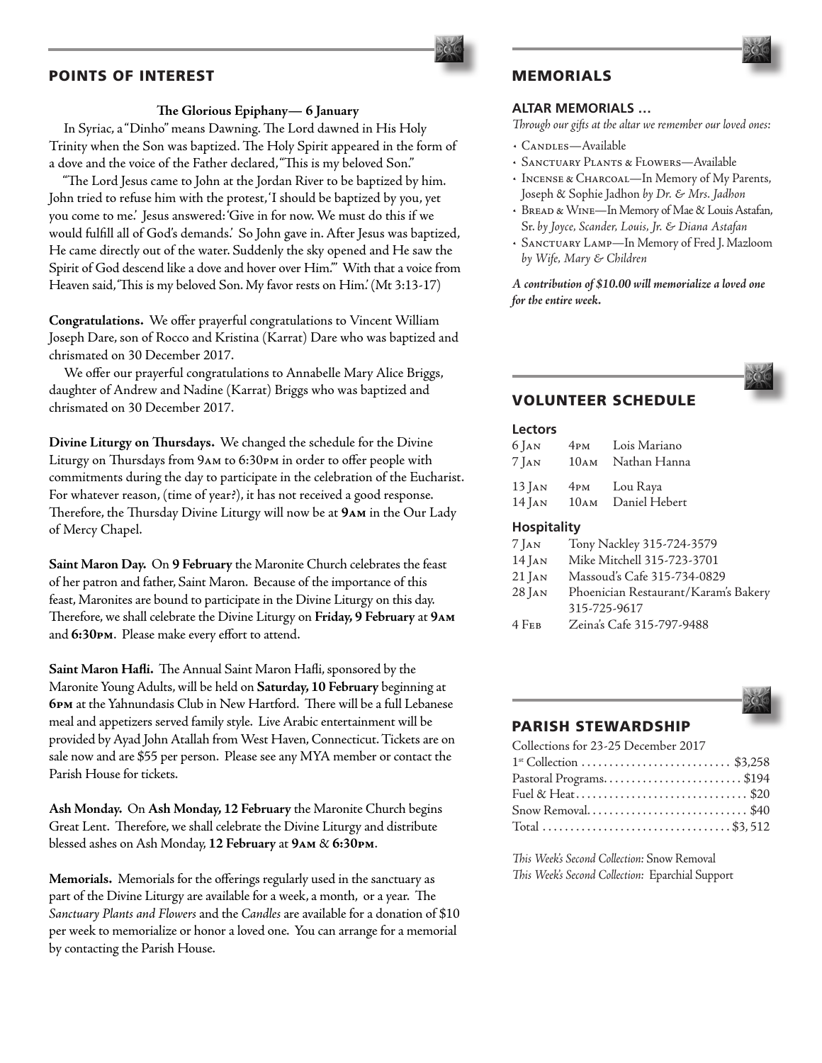## POINTS OF INTEREST

**The Glorious Epiphany— 6 January**

In Syriac, a "Dinho" means Dawning. The Lord dawned in His Holy Trinity when the Son was baptized. The Holy Spirit appeared in the form of a dove and the voice of the Father declared, "This is my beloved Son."

"The Lord Jesus came to John at the Jordan River to be baptized by him. John tried to refuse him with the protest, 'I should be baptized by you, yet you come to me.' Jesus answered: 'Give in for now. We must do this if we would fulfill all of God's demands.' So John gave in. After Jesus was baptized, He came directly out of the water. Suddenly the sky opened and He saw the Spirit of God descend like a dove and hover over Him.'" With that a voice from Heaven said, 'This is my beloved Son. My favor rests on Him.' (Mt 3:13-17)

**Congratulations.** We offer prayerful congratulations to Vincent William Joseph Dare, son of Rocco and Kristina (Karrat) Dare who was baptized and chrismated on 30 December 2017.

We offer our prayerful congratulations to Annabelle Mary Alice Briggs, daughter of Andrew and Nadine (Karrat) Briggs who was baptized and chrismated on 30 December 2017.

**Divine Liturgy on Thursdays.** We changed the schedule for the Divine Liturgy on Thursdays from 9AM to 6:30PM in order to offer people with commitments during the day to participate in the celebration of the Eucharist. For whatever reason, (time of year?), it has not received a good response. Therefore, the Thursday Divine Liturgy will now be at **9AM** in the Our Lady of Mercy Chapel.

**Saint Maron Day.** On **9 February** the Maronite Church celebrates the feast of her patron and father, Saint Maron. Because of the importance of this feast, Maronites are bound to participate in the Divine Liturgy on this day. Therefore, we shall celebrate the Divine Liturgy on **Friday, 9 February** at **9AM** and **6:30PM**. Please make every effort to attend.

**Saint Maron Hafli.** The Annual Saint Maron Hafli, sponsored by the Maronite Young Adults, will be held on **Saturday, 10 February** beginning at **6PM** at the Yahnundasis Club in New Hartford. There will be a full Lebanese meal and appetizers served family style. Live Arabic entertainment will be provided by Ayad John Atallah from West Haven, Connecticut. Tickets are on sale now and are $55 per person. Please see any MYA member or contact the Parish House for tickets.

**Ash Monday.** On **Ash Monday, 12 February** the Maronite Church begins Great Lent. Therefore, we shall celebrate the Divine Liturgy and distribute blessed ashes on Ash Monday, **12 February** at **9AM** & **6:30PM**.

**Memorials.** Memorials for the offerings regularly used in the sanctuary as part of the Divine Liturgy are available for a week, a month, or a year. The *Sanctuary Plants and Flowers* and the *Candles* are available for a donation of $10 per week to memorialize or honor a loved one. You can arrange for a memorial by contacting the Parish House.

## MEMORIALS

### ALTAR MEMORIALS …

*Through our gifts at the altar we remember our loved ones:*

- Candles—Available
- Sanctuary Plants & Flowers—Available
- Incense & Charcoal—In Memory of My Parents, Joseph & Sophie Jadhon *by Dr. & Mrs. Jadhon*
- Bread & Wine—In Memory of Mae & Louis Astafan, Sr. *by Joyce, Scander, Louis, Jr. & Diana Astafan*
- Sanctuary Lamp—In Memory of Fred J. Mazloom *by Wife, Mary & Children*

***A contribution of $10.00 will memorialize a loved one for the entire week.***

## VOLUNTEER SCHEDULE

### Lectors

| | | |
|---|---|---|
| 6 Jan | 4PM | Lois Mariano |
| 7 Jan | 10AM | Nathan Hanna |
| 13 Jan | 4PM | Lou Raya |
| 14 Jan | 10AM | Daniel Hebert |

### Hospitality

| | |
|---|---|
| 7 Jan | Tony Nackley 315-724-3579 |
| 14 Jan | Mike Mitchell 315-723-3701 |
| 21 Jan | Massoud's Cafe 315-734-0829 |
| 28 Jan | Phoenician Restaurant/Karam's Bakery 315-725-9617 |
| 4 Feb | Zeina's Cafe 315-797-9488 |

## PARISH STEWARDSHIP

Collections for 23-25 December 2017

| | |
|---|---|
| 1st Collection | $3,258 |
| Pastoral Programs | $194 |
| Fuel & Heat | $20 |
| Snow Removal | $40 |
| Total | $3, 512 |

*This Week's Second Collection:* Snow Removal
*This Week's Second Collection:* Eparchial Support